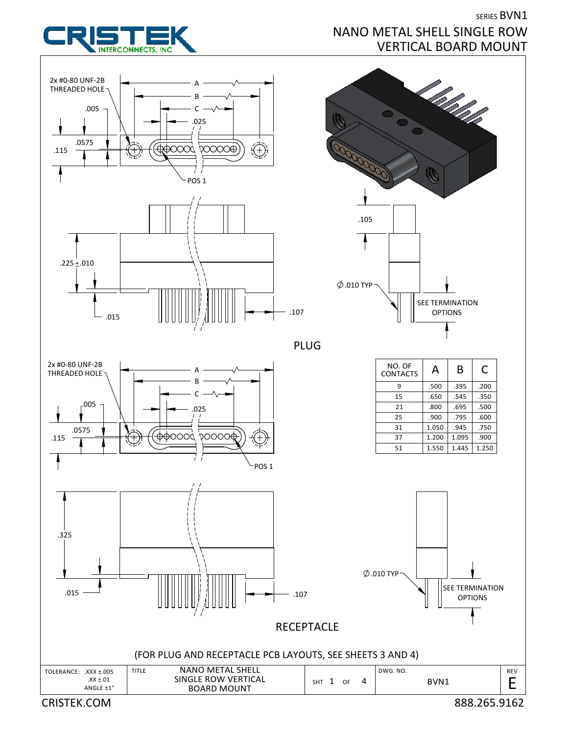SERIES BVN1

# NANO METAL SHELL SINGLE ROW VERTICAL BOARD MOUNT

CRISTEK INTERCONNECTS, INC

## PLUG

2x #0-80 UNF-2B THREADED HOLE

A, B, C, .025, .005, .0575, .115, POS 1

.225 ±.010, .015, .107, .105

∅.010 TYP

SEE TERMINATION OPTIONS

## RECEPTACLE

2x #0-80 UNF-2B THREADED HOLE

A, B, C, .025, .005, .0575, .115, POS 1

.325, .015, .107

∅.010 TYP

SEE TERMINATION OPTIONS

| NO. OF CONTACTS | A | B | C |
|---|---|---|---|
| 9 | .500 | .395 | .200 |
| 15 | .650 | .545 | .350 |
| 21 | .800 | .695 | .500 |
| 25 | .900 | .795 | .600 |
| 31 | 1.050 | .945 | .750 |
| 37 | 1.200 | 1.095 | .900 |
| 51 | 1.550 | 1.445 | 1.250 |

(FOR PLUG AND RECEPTACLE PCB LAYOUTS, SEE SHEETS 3 AND 4)

| TOLERANCE: .XXX ±.005 .XX ±.01 ANGLE ±1° | TITLE: NANO METAL SHELL SINGLE ROW VERTICAL BOARD MOUNT | SHT 1 OF 4 | DWG. NO. BVN1 | REV E |
|---|---|---|---|---|

CRISTEK.COM 888.265.9162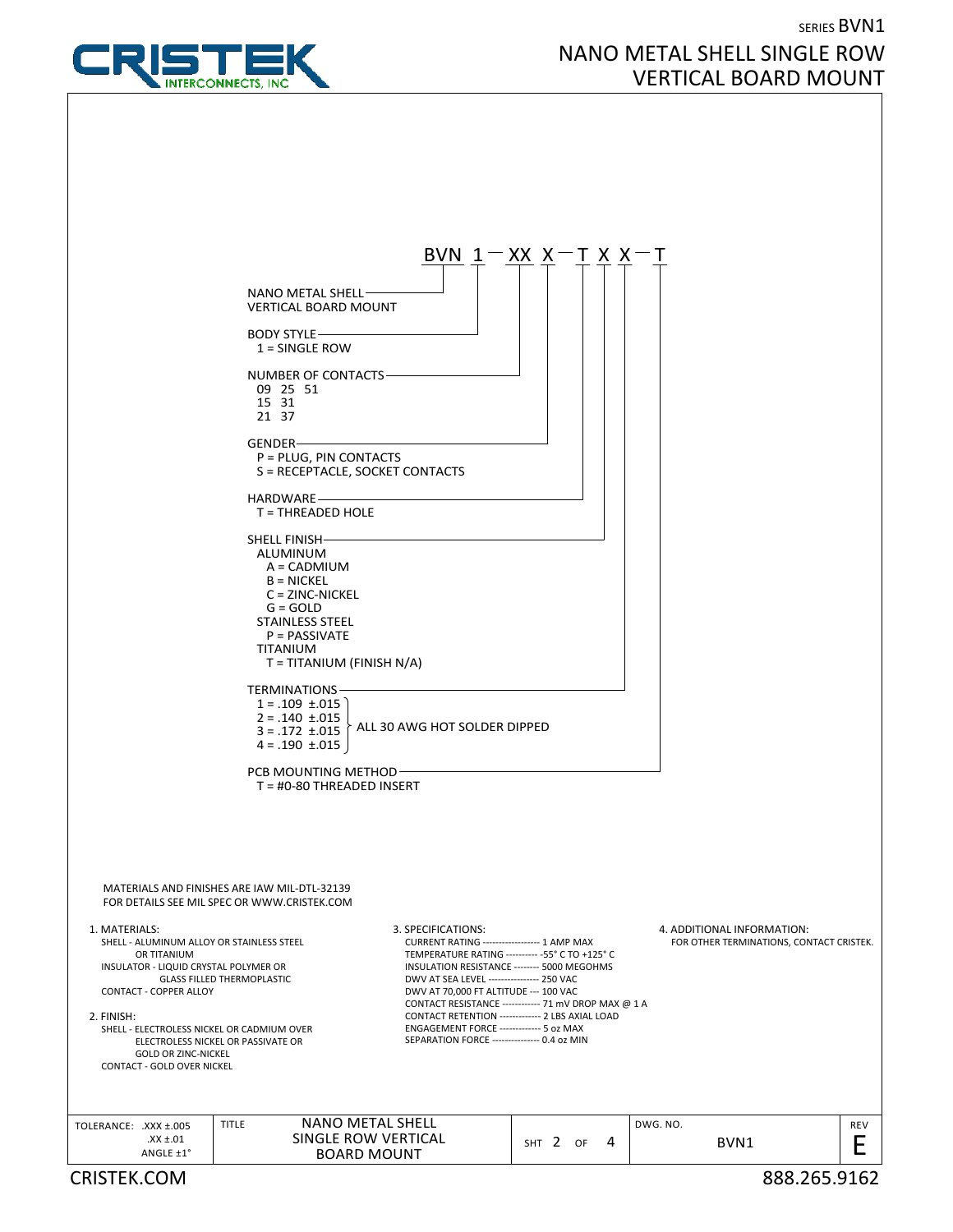SERIES BVN1

# NANO METAL SHELL SINGLE ROW VERTICAL BOARD MOUNT

**BVN 1 — XX X — T X X — T**

- **NANO METAL SHELL VERTICAL BOARD MOUNT** — BVN
- **BODY STYLE**
  - 1 = SINGLE ROW
- **NUMBER OF CONTACTS**
  - 09, 15, 21, 25, 31, 37, 51
- **GENDER**
  - P = PLUG, PIN CONTACTS
  - S = RECEPTACLE, SOCKET CONTACTS
- **HARDWARE**
  - T = THREADED HOLE
- **SHELL FINISH**
  - ALUMINUM
    - A = CADMIUM
    - B = NICKEL
    - C = ZINC-NICKEL
    - G = GOLD
  - STAINLESS STEEL
    - P = PASSIVATE
  - TITANIUM
    - T = TITANIUM (FINISH N/A)
- **TERMINATIONS** (ALL 30 AWG HOT SOLDER DIPPED)
  - 1 = .109 ±.015
  - 2 = .140 ±.015
  - 3 = .172 ±.015
  - 4 = .190 ±.015
- **PCB MOUNTING METHOD**
  - T = #0-80 THREADED INSERT

MATERIALS AND FINISHES ARE IAW MIL-DTL-32139
FOR DETAILS SEE MIL SPEC OR WWW.CRISTEK.COM

1. MATERIALS:
   - SHELL - ALUMINUM ALLOY OR STAINLESS STEEL OR TITANIUM
   - INSULATOR - LIQUID CRYSTAL POLYMER OR GLASS FILLED THERMOPLASTIC
   - CONTACT - COPPER ALLOY

2. FINISH:
   - SHELL - ELECTROLESS NICKEL OR CADMIUM OVER ELECTROLESS NICKEL OR PASSIVATE OR GOLD OR ZINC-NICKEL
   - CONTACT - GOLD OVER NICKEL

3. SPECIFICATIONS:
   - CURRENT RATING ------------------ 1 AMP MAX
   - TEMPERATURE RATING ---------- -55° C TO +125° C
   - INSULATION RESISTANCE -------- 5000 MEGOHMS
   - DWV AT SEA LEVEL ---------------- 250 VAC
   - DWV AT 70,000 FT ALTITUDE --- 100 VAC
   - CONTACT RESISTANCE ------------ 71 mV DROP MAX @ 1 A
   - CONTACT RETENTION ------------- 2 LBS AXIAL LOAD
   - ENGAGEMENT FORCE ------------- 5 oz MAX
   - SEPARATION FORCE --------------- 0.4 oz MIN

4. ADDITIONAL INFORMATION:
   - FOR OTHER TERMINATIONS, CONTACT CRISTEK.

| TOLERANCE: .XXX ±.005 .XX ±.01 ANGLE ±1° | TITLE: NANO METAL SHELL SINGLE ROW VERTICAL BOARD MOUNT | SHT 2 OF 4 | DWG. NO. BVN1 | REV E |
|---|---|---|---|---|

CRISTEK.COM 888.265.9162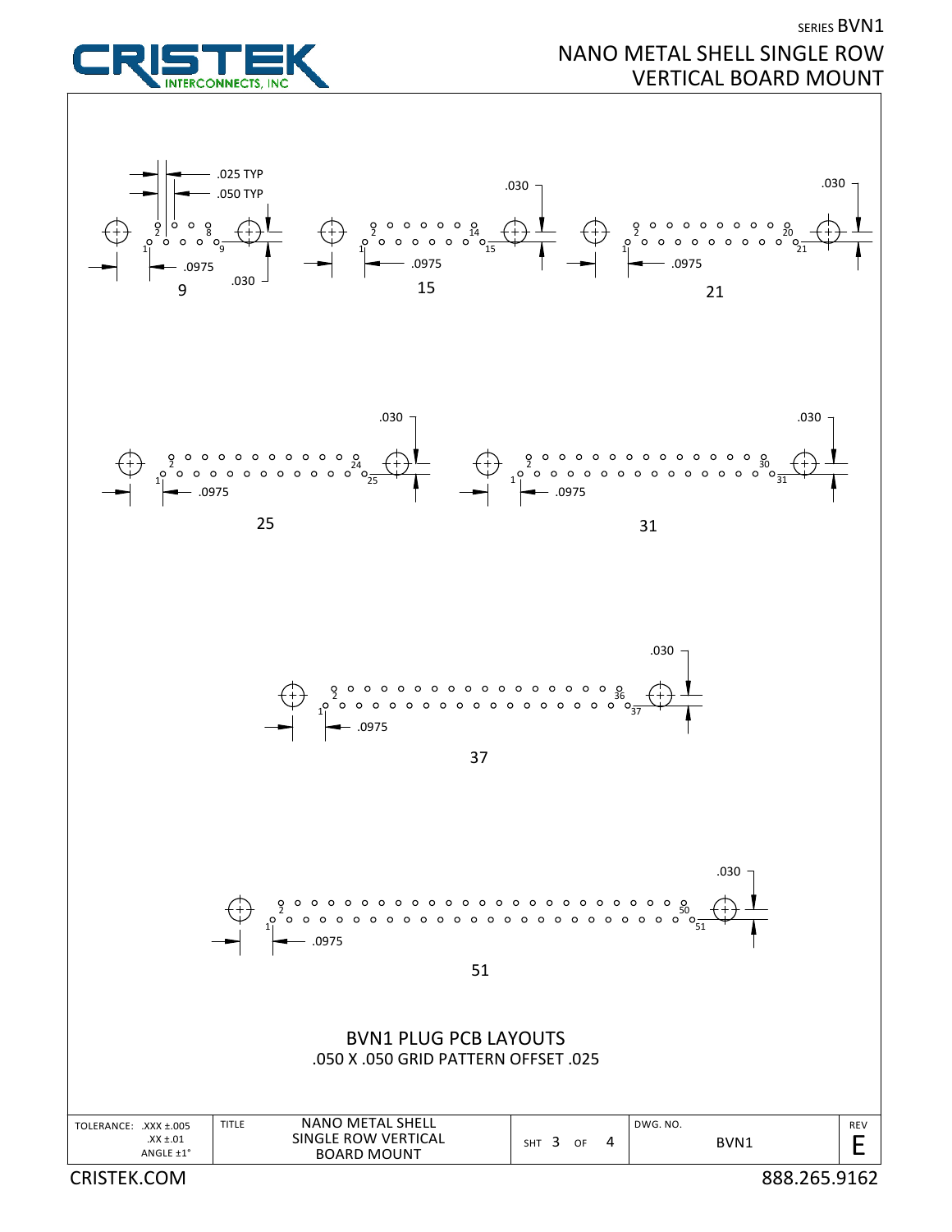SERIES BVN1

# NANO METAL SHELL SINGLE ROW VERTICAL BOARD MOUNT

.025 TYP

.050 TYP

.030

.0975

9

.030

.0975

15

.030

.0975

21

.030

.0975

25

.030

.0975

31

.030

.0975

37

.030

.0975

51

## BVN1 PLUG PCB LAYOUTS

.050 X .050 GRID PATTERN OFFSET .025

| TOLERANCE: .XXX ±.005 .XX ±.01 ANGLE ±1° | TITLE: NANO METAL SHELL SINGLE ROW VERTICAL BOARD MOUNT | SHT 3 OF 4 | DWG. NO. BVN1 | REV E |
|---|---|---|---|---|

CRISTEK.COM 888.265.9162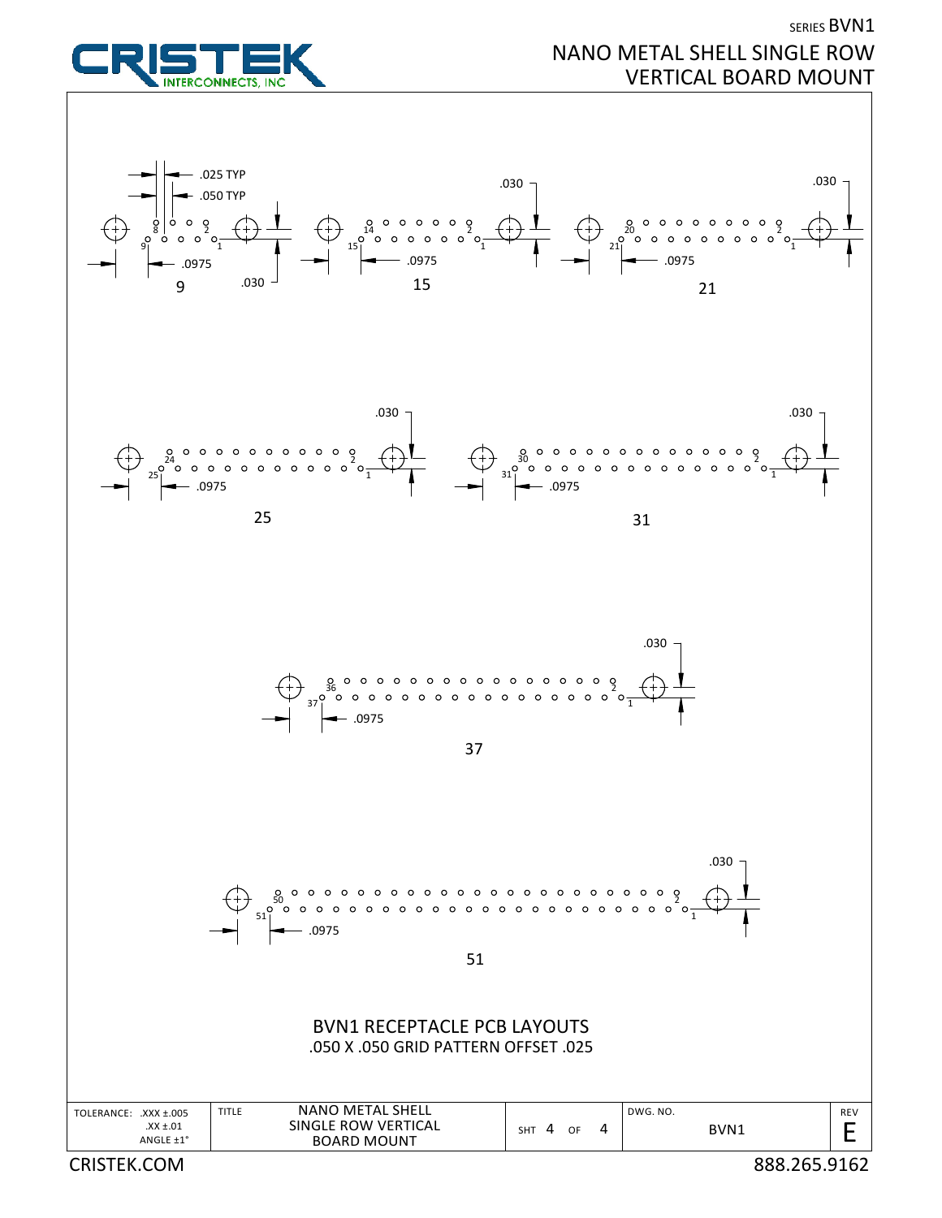SERIES BVN1

# NANO METAL SHELL SINGLE ROW VERTICAL BOARD MOUNT

.025 TYP
.050 TYP
.030
.0975
.030

9

15

21

25

31

37

51

## BVN1 RECEPTACLE PCB LAYOUTS

.050 X .050 GRID PATTERN OFFSET .025

| | | | | |
|---|---|---|---|---|
| TOLERANCE: .XXX ±.005<br>.XX ±.01<br>ANGLE ±1° | TITLE: NANO METAL SHELL SINGLE ROW VERTICAL BOARD MOUNT | SHT 4 OF 4 | DWG. NO. BVN1 | REV E |

CRISTEK.COM

888.265.9162